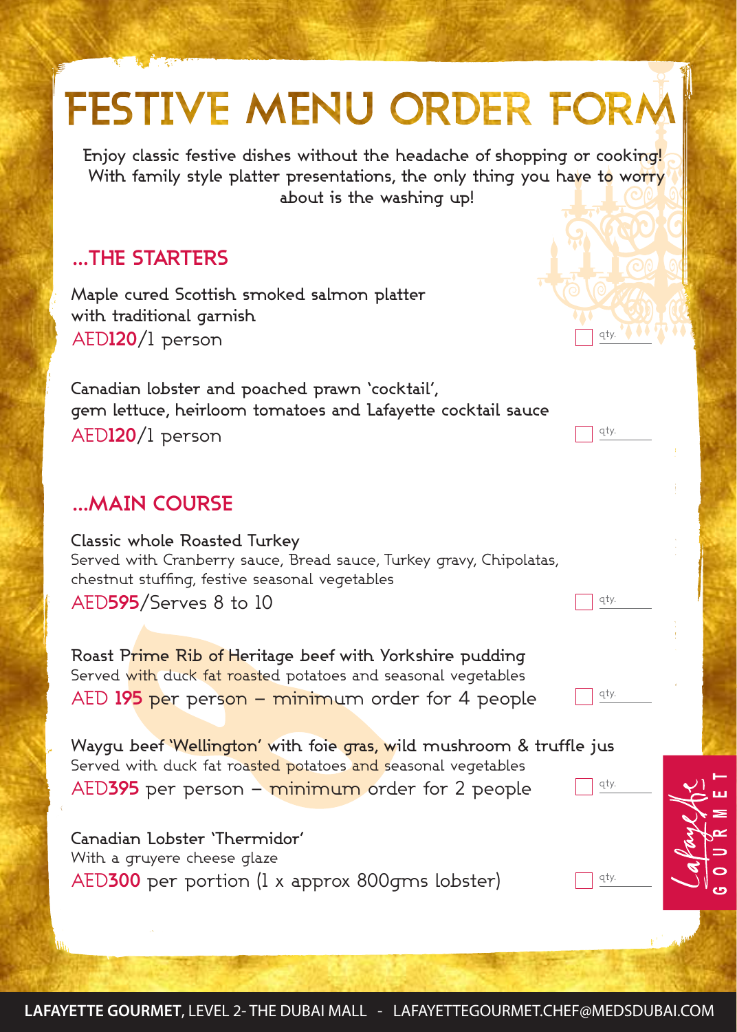# FESTIVE MENU ORDER FORM

Enjoy classic festive dishes without the headache of shopping or cooking! With family style platter presentations, the only thing you have to worry about is the washing up!

## ...THE STARTERS

Maple cured Scottish smoked salmon platter with traditional garnish
AED**120**/1 person — qty. ______

Canadian lobster and poached prawn 'cocktail', gem lettuce, heirloom tomatoes and Lafayette cocktail sauce
AED**120**/1 person — qty. ______

## ...MAIN COURSE

Classic whole Roasted Turkey
Served with Cranberry sauce, Bread sauce, Turkey gravy, Chipolatas, chestnut stuffing, festive seasonal vegetables
AED**595**/Serves 8 to 10 — qty. ______

Roast Prime Rib of Heritage beef with Yorkshire pudding
Served with duck fat roasted potatoes and seasonal vegetables
AED **195** per person – minimum order for 4 people — qty. ______

Waygu beef 'Wellington' with foie gras, wild mushroom & truffle jus
Served with duck fat roasted potatoes and seasonal vegetables
AED**395** per person – minimum order for 2 people — qty. ______

Canadian Lobster 'Thermidor'
With a gruyere cheese glaze
AED**300** per portion (1 x approx 800gms lobster) — qty. ______

Lafayette GOURMET

**LAFAYETTE GOURMET**, LEVEL 2- THE DUBAI MALL - LAFAYETTEGOURMET.CHEF@MEDSDUBAI.COM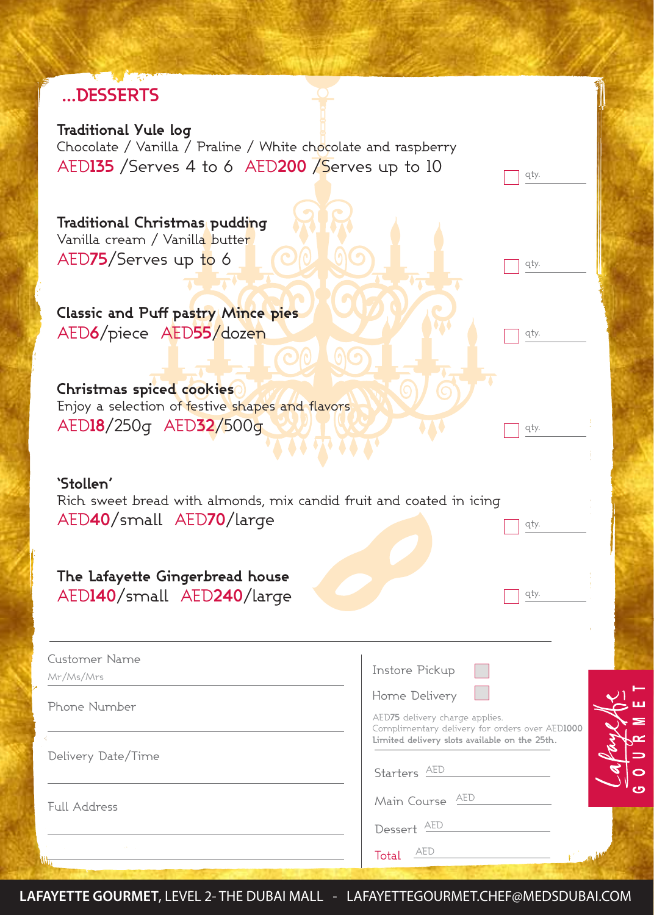## ...DESSERTS

**Traditional Yule log**
Chocolate / Vanilla / Praline / White chocolate and raspberry
AED**135** /Serves 4 to 6 AED**200** /Serves up to 10

qty.

**Traditional Christmas pudding**
Vanilla cream / Vanilla butter
AED**75**/Serves up to 6

qty.

**Classic and Puff pastry Mince pies**
AED**6**/piece AED**55**/dozen

qty.

**Christmas spiced cookies**
Enjoy a selection of festive shapes and flavors
AED**18**/250g AED**32**/500g

qty.

**'Stollen'**
Rich sweet bread with almonds, mix candid fruit and coated in icing
AED**40**/small AED**70**/large

qty.

**The Lafayette Gingerbread house**
AED**140**/small AED**240**/large

qty.

Customer Name
Mr/Ms/Mrs

Phone Number

Delivery Date/Time

Full Address

Instore Pickup

Home Delivery

AED**75** delivery charge applies.
Complimentary delivery for orders over AED**1000**
**Limited delivery slots available on the 25th.**

Starters AED

Main Course AED

Dessert AED

Total AED

Lafayette GOURMET

**LAFAYETTE GOURMET**, LEVEL 2- THE DUBAI MALL - LAFAYETTEGOURMET.CHEF@MEDSDUBAI.COM